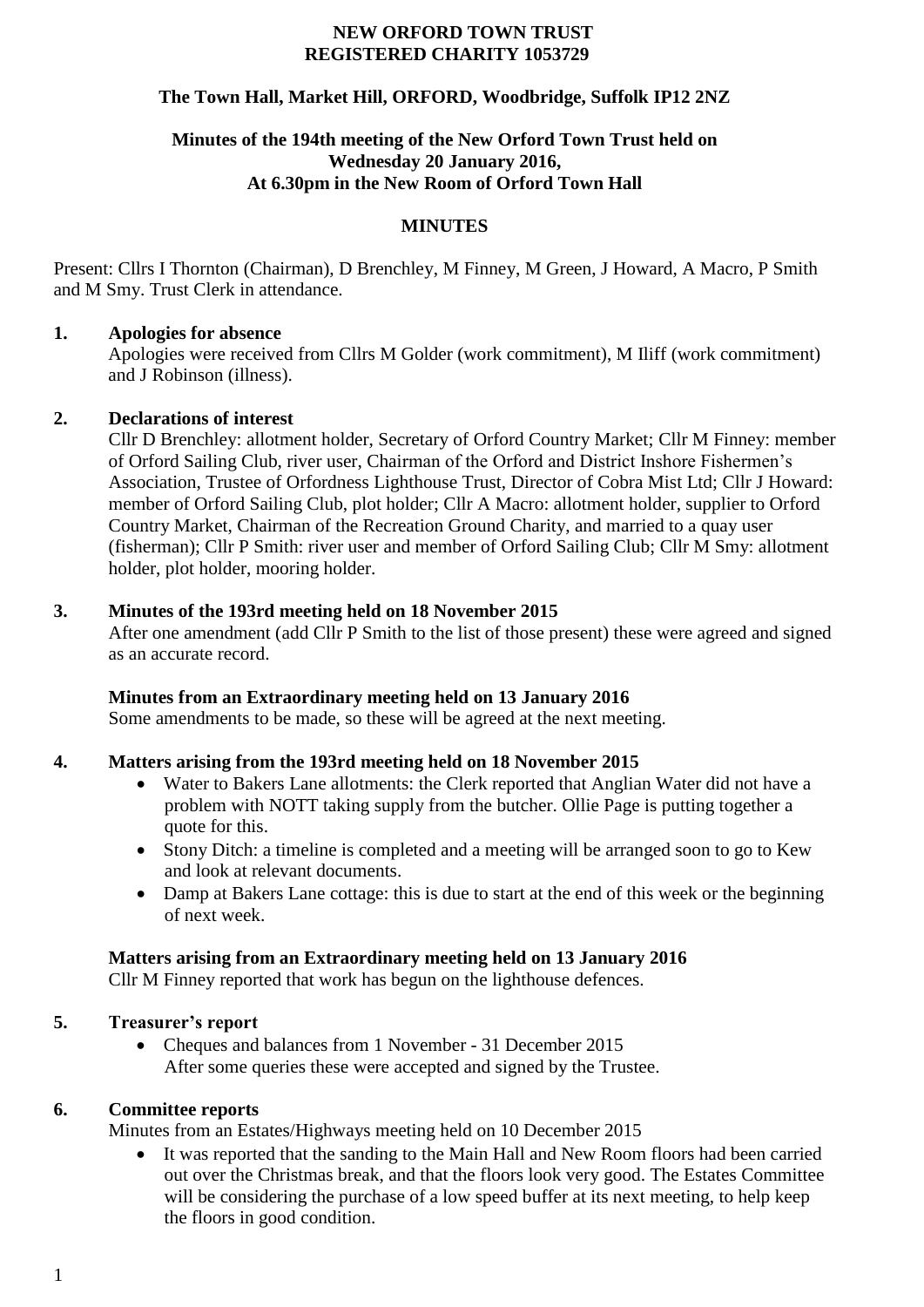**NEW ORFORD TOWN TRUST**
**REGISTERED CHARITY 1053729**

**The Town Hall, Market Hill, ORFORD, Woodbridge, Suffolk IP12 2NZ**

**Minutes of the 194th meeting of the New Orford Town Trust held on Wednesday 20 January 2016, At 6.30pm in the New Room of Orford Town Hall**

# MINUTES

Present: Cllrs I Thornton (Chairman), D Brenchley, M Finney, M Green, J Howard, A Macro, P Smith and M Smy. Trust Clerk in attendance.

**1. Apologies for absence**

Apologies were received from Cllrs M Golder (work commitment), M Iliff (work commitment) and J Robinson (illness).

**2. Declarations of interest**

Cllr D Brenchley: allotment holder, Secretary of Orford Country Market; Cllr M Finney: member of Orford Sailing Club, river user, Chairman of the Orford and District Inshore Fishermen's Association, Trustee of Orfordness Lighthouse Trust, Director of Cobra Mist Ltd; Cllr J Howard: member of Orford Sailing Club, plot holder; Cllr A Macro: allotment holder, supplier to Orford Country Market, Chairman of the Recreation Ground Charity, and married to a quay user (fisherman); Cllr P Smith: river user and member of Orford Sailing Club; Cllr M Smy: allotment holder, plot holder, mooring holder.

**3. Minutes of the 193rd meeting held on 18 November 2015**

After one amendment (add Cllr P Smith to the list of those present) these were agreed and signed as an accurate record.

**Minutes from an Extraordinary meeting held on 13 January 2016**

Some amendments to be made, so these will be agreed at the next meeting.

**4. Matters arising from the 193rd meeting held on 18 November 2015**

- Water to Bakers Lane allotments: the Clerk reported that Anglian Water did not have a problem with NOTT taking supply from the butcher. Ollie Page is putting together a quote for this.
- Stony Ditch: a timeline is completed and a meeting will be arranged soon to go to Kew and look at relevant documents.
- Damp at Bakers Lane cottage: this is due to start at the end of this week or the beginning of next week.

**Matters arising from an Extraordinary meeting held on 13 January 2016**

Cllr M Finney reported that work has begun on the lighthouse defences.

**5. Treasurer's report**

- Cheques and balances from 1 November - 31 December 2015
  After some queries these were accepted and signed by the Trustee.

**6. Committee reports**

Minutes from an Estates/Highways meeting held on 10 December 2015

- It was reported that the sanding to the Main Hall and New Room floors had been carried out over the Christmas break, and that the floors look very good. The Estates Committee will be considering the purchase of a low speed buffer at its next meeting, to help keep the floors in good condition.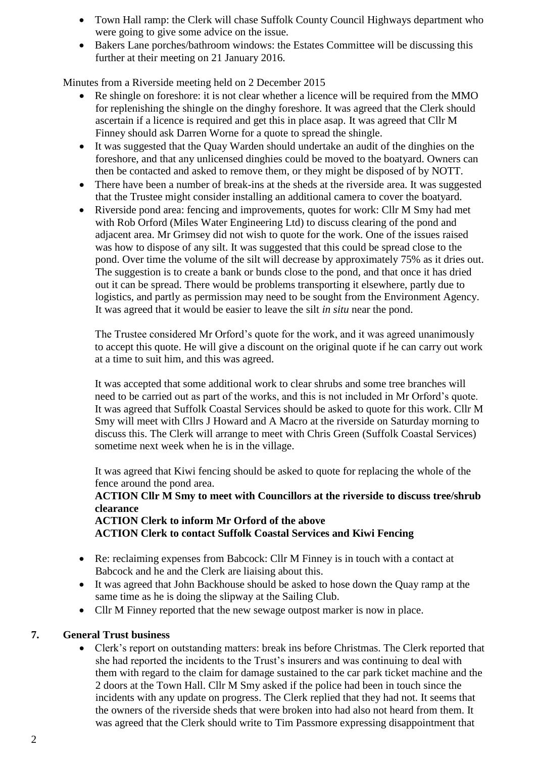- Town Hall ramp: the Clerk will chase Suffolk County Council Highways department who were going to give some advice on the issue.
- Bakers Lane porches/bathroom windows: the Estates Committee will be discussing this further at their meeting on 21 January 2016.

Minutes from a Riverside meeting held on 2 December 2015

- Re shingle on foreshore: it is not clear whether a licence will be required from the MMO for replenishing the shingle on the dinghy foreshore. It was agreed that the Clerk should ascertain if a licence is required and get this in place asap. It was agreed that Cllr M Finney should ask Darren Worne for a quote to spread the shingle.
- It was suggested that the Quay Warden should undertake an audit of the dinghies on the foreshore, and that any unlicensed dinghies could be moved to the boatyard. Owners can then be contacted and asked to remove them, or they might be disposed of by NOTT.
- There have been a number of break-ins at the sheds at the riverside area. It was suggested that the Trustee might consider installing an additional camera to cover the boatyard.
- Riverside pond area: fencing and improvements, quotes for work: Cllr M Smy had met with Rob Orford (Miles Water Engineering Ltd) to discuss clearing of the pond and adjacent area. Mr Grimsey did not wish to quote for the work. One of the issues raised was how to dispose of any silt. It was suggested that this could be spread close to the pond. Over time the volume of the silt will decrease by approximately 75% as it dries out. The suggestion is to create a bank or bunds close to the pond, and that once it has dried out it can be spread. There would be problems transporting it elsewhere, partly due to logistics, and partly as permission may need to be sought from the Environment Agency. It was agreed that it would be easier to leave the silt *in situ* near the pond.

  The Trustee considered Mr Orford's quote for the work, and it was agreed unanimously to accept this quote. He will give a discount on the original quote if he can carry out work at a time to suit him, and this was agreed.

  It was accepted that some additional work to clear shrubs and some tree branches will need to be carried out as part of the works, and this is not included in Mr Orford's quote. It was agreed that Suffolk Coastal Services should be asked to quote for this work. Cllr M Smy will meet with Cllrs J Howard and A Macro at the riverside on Saturday morning to discuss this. The Clerk will arrange to meet with Chris Green (Suffolk Coastal Services) sometime next week when he is in the village.

  It was agreed that Kiwi fencing should be asked to quote for replacing the whole of the fence around the pond area.

  **ACTION Cllr M Smy to meet with Councillors at the riverside to discuss tree/shrub clearance**

  **ACTION Clerk to inform Mr Orford of the above**

  **ACTION Clerk to contact Suffolk Coastal Services and Kiwi Fencing**

- Re: reclaiming expenses from Babcock: Cllr M Finney is in touch with a contact at Babcock and he and the Clerk are liaising about this.
- It was agreed that John Backhouse should be asked to hose down the Quay ramp at the same time as he is doing the slipway at the Sailing Club.
- Cllr M Finney reported that the new sewage outpost marker is now in place.

## 7. General Trust business

- Clerk's report on outstanding matters: break ins before Christmas. The Clerk reported that she had reported the incidents to the Trust's insurers and was continuing to deal with them with regard to the claim for damage sustained to the car park ticket machine and the 2 doors at the Town Hall. Cllr M Smy asked if the police had been in touch since the incidents with any update on progress. The Clerk replied that they had not. It seems that the owners of the riverside sheds that were broken into had also not heard from them. It was agreed that the Clerk should write to Tim Passmore expressing disappointment that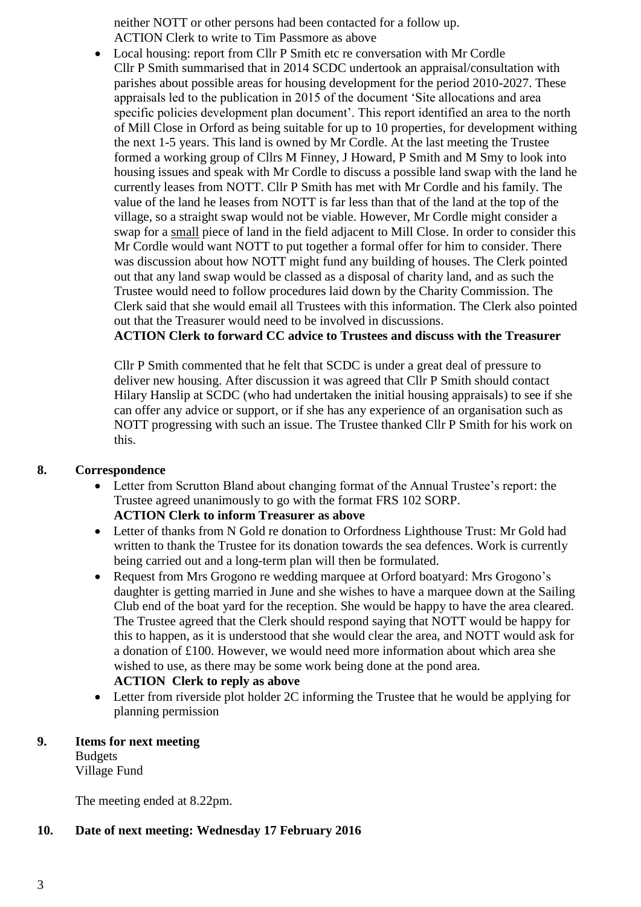neither NOTT or other persons had been contacted for a follow up.
ACTION Clerk to write to Tim Passmore as above

- Local housing: report from Cllr P Smith etc re conversation with Mr Cordle
  Cllr P Smith summarised that in 2014 SCDC undertook an appraisal/consultation with parishes about possible areas for housing development for the period 2010-2027. These appraisals led to the publication in 2015 of the document 'Site allocations and area specific policies development plan document'. This report identified an area to the north of Mill Close in Orford as being suitable for up to 10 properties, for development withing the next 1-5 years. This land is owned by Mr Cordle. At the last meeting the Trustee formed a working group of Cllrs M Finney, J Howard, P Smith and M Smy to look into housing issues and speak with Mr Cordle to discuss a possible land swap with the land he currently leases from NOTT. Cllr P Smith has met with Mr Cordle and his family. The value of the land he leases from NOTT is far less than that of the land at the top of the village, so a straight swap would not be viable. However, Mr Cordle might consider a swap for a small piece of land in the field adjacent to Mill Close. In order to consider this Mr Cordle would want NOTT to put together a formal offer for him to consider. There was discussion about how NOTT might fund any building of houses. The Clerk pointed out that any land swap would be classed as a disposal of charity land, and as such the Trustee would need to follow procedures laid down by the Charity Commission. The Clerk said that she would email all Trustees with this information. The Clerk also pointed out that the Treasurer would need to be involved in discussions.
  **ACTION Clerk to forward CC advice to Trustees and discuss with the Treasurer**

  Cllr P Smith commented that he felt that SCDC is under a great deal of pressure to deliver new housing. After discussion it was agreed that Cllr P Smith should contact Hilary Hanslip at SCDC (who had undertaken the initial housing appraisals) to see if she can offer any advice or support, or if she has any experience of an organisation such as NOTT progressing with such an issue. The Trustee thanked Cllr P Smith for his work on this.

**8. Correspondence**

- Letter from Scrutton Bland about changing format of the Annual Trustee's report: the Trustee agreed unanimously to go with the format FRS 102 SORP.
  **ACTION Clerk to inform Treasurer as above**
- Letter of thanks from N Gold re donation to Orfordness Lighthouse Trust: Mr Gold had written to thank the Trustee for its donation towards the sea defences. Work is currently being carried out and a long-term plan will then be formulated.
- Request from Mrs Grogono re wedding marquee at Orford boatyard: Mrs Grogono's daughter is getting married in June and she wishes to have a marquee down at the Sailing Club end of the boat yard for the reception. She would be happy to have the area cleared. The Trustee agreed that the Clerk should respond saying that NOTT would be happy for this to happen, as it is understood that she would clear the area, and NOTT would ask for a donation of £100. However, we would need more information about which area she wished to use, as there may be some work being done at the pond area.
  **ACTION Clerk to reply as above**
- Letter from riverside plot holder 2C informing the Trustee that he would be applying for planning permission

**9. Items for next meeting**

Budgets
Village Fund

The meeting ended at 8.22pm.

**10. Date of next meeting: Wednesday 17 February 2016**